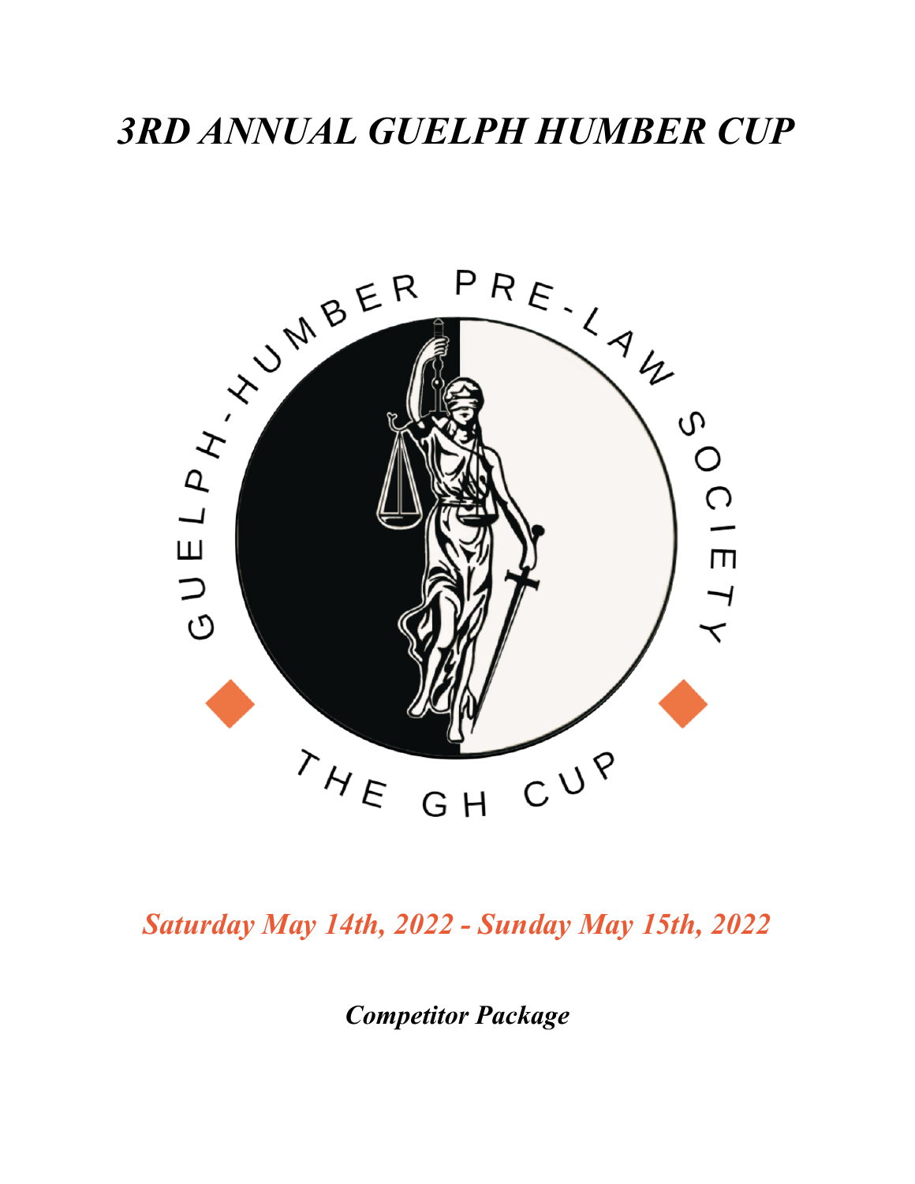# *3RD ANNUAL GUELPH HUMBER CUP*

GUELPH-HUMBER PRE-LAW SOCIETY

THE GH CUP

*Saturday May 14th, 2022 - Sunday May 15th, 2022*

***Competitor Package***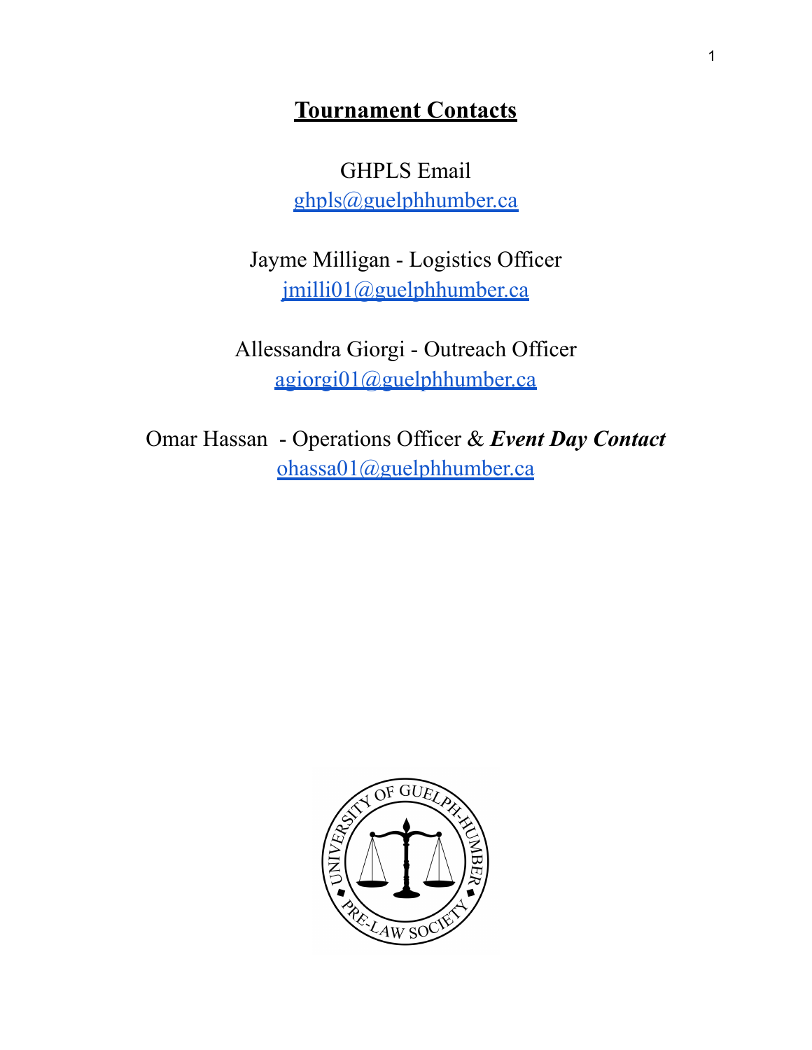## Tournament Contacts

GHPLS Email
ghpls@guelphhumber.ca

Jayme Milligan - Logistics Officer
jmilli01@guelphhumber.ca

Allessandra Giorgi - Outreach Officer
agiorgi01@guelphhumber.ca

Omar Hassan - Operations Officer & ***Event Day Contact***
ohassa01@guelphhumber.ca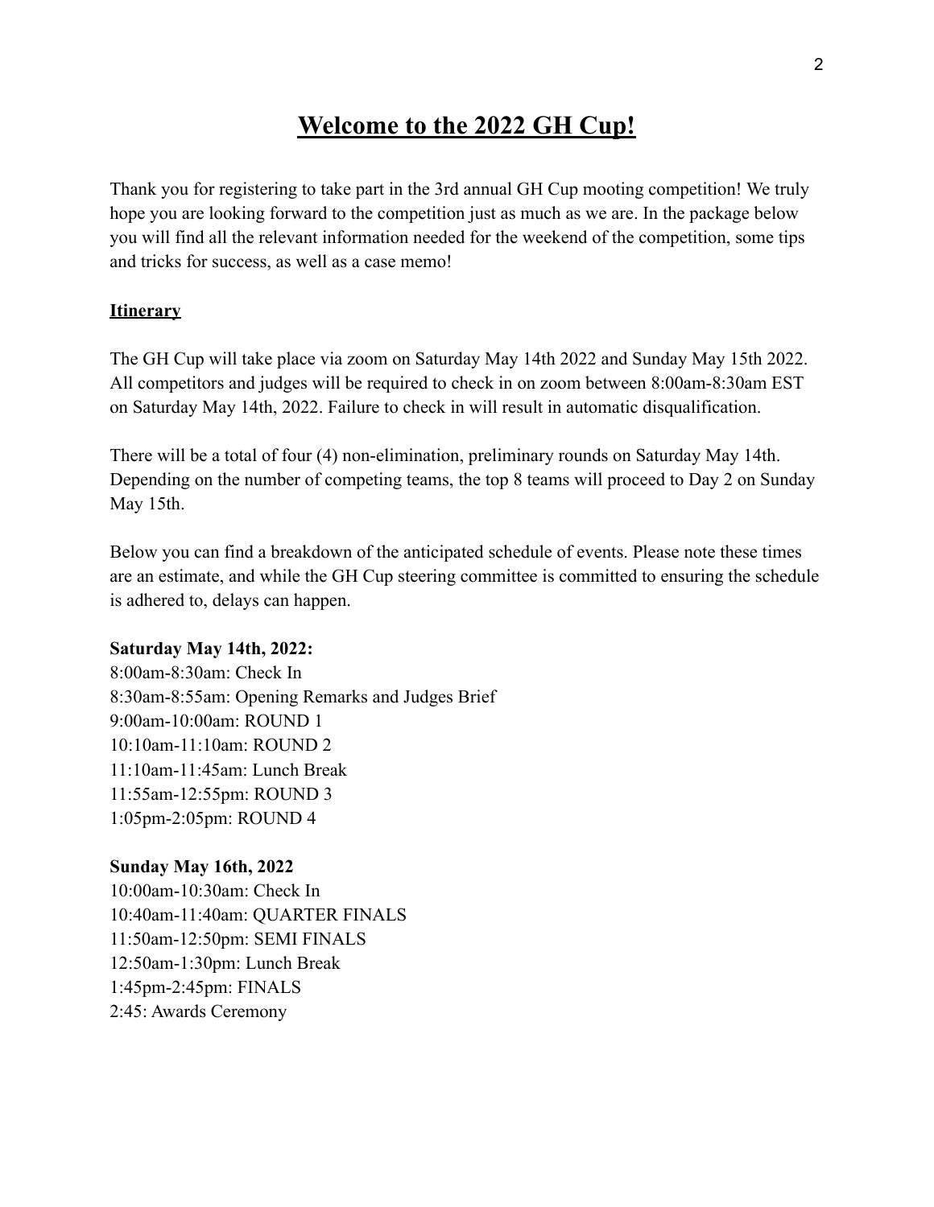# Welcome to the 2022 GH Cup!

Thank you for registering to take part in the 3rd annual GH Cup mooting competition! We truly hope you are looking forward to the competition just as much as we are. In the package below you will find all the relevant information needed for the weekend of the competition, some tips and tricks for success, as well as a case memo!

## Itinerary

The GH Cup will take place via zoom on Saturday May 14th 2022 and Sunday May 15th 2022. All competitors and judges will be required to check in on zoom between 8:00am-8:30am EST on Saturday May 14th, 2022. Failure to check in will result in automatic disqualification.

There will be a total of four (4) non-elimination, preliminary rounds on Saturday May 14th. Depending on the number of competing teams, the top 8 teams will proceed to Day 2 on Sunday May 15th.

Below you can find a breakdown of the anticipated schedule of events. Please note these times are an estimate, and while the GH Cup steering committee is committed to ensuring the schedule is adhered to, delays can happen.

**Saturday May 14th, 2022:**
8:00am-8:30am: Check In
8:30am-8:55am: Opening Remarks and Judges Brief
9:00am-10:00am: ROUND 1
10:10am-11:10am: ROUND 2
11:10am-11:45am: Lunch Break
11:55am-12:55pm: ROUND 3
1:05pm-2:05pm: ROUND 4

**Sunday May 16th, 2022**
10:00am-10:30am: Check In
10:40am-11:40am: QUARTER FINALS
11:50am-12:50pm: SEMI FINALS
12:50am-1:30pm: Lunch Break
1:45pm-2:45pm: FINALS
2:45: Awards Ceremony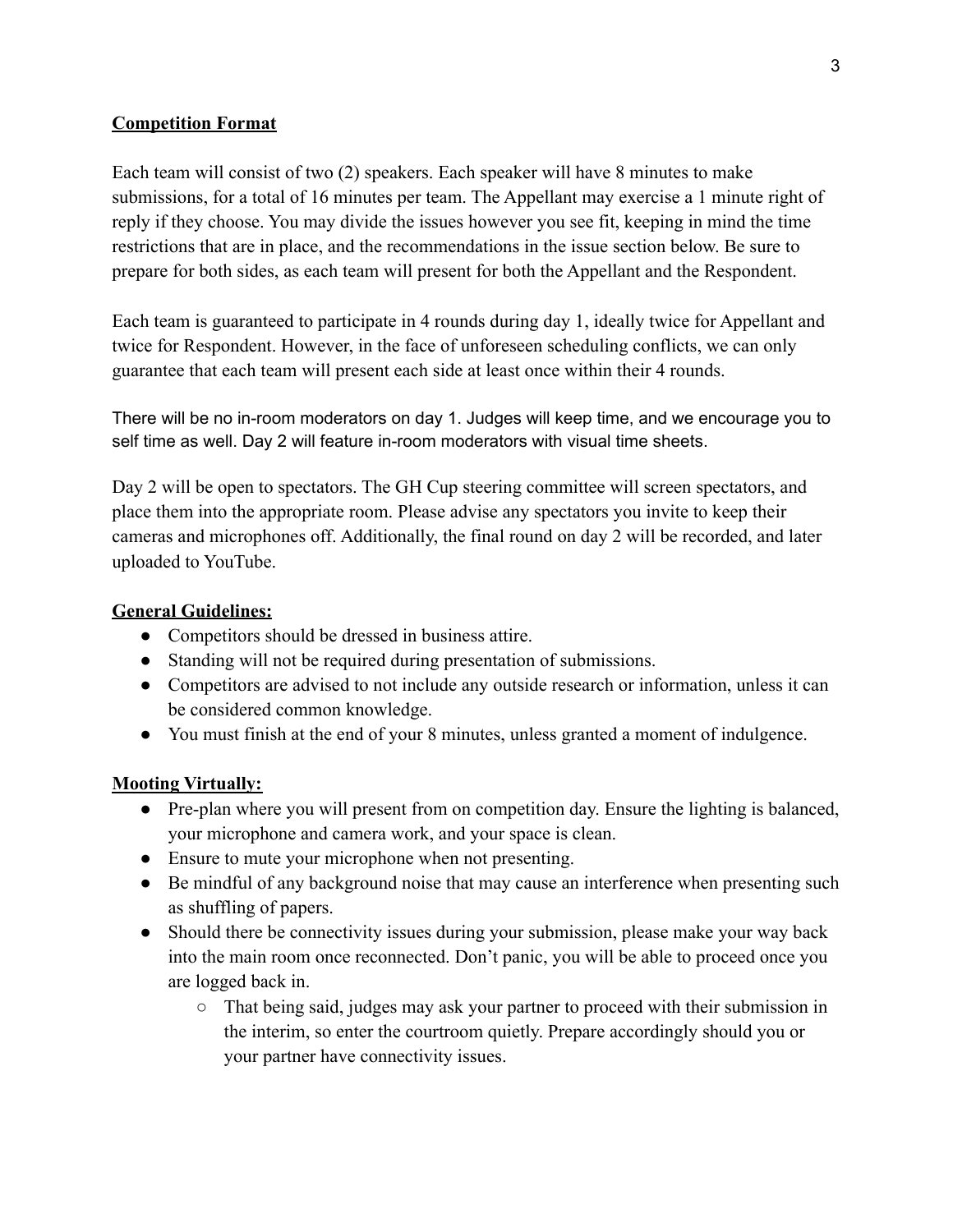## Competition Format

Each team will consist of two (2) speakers. Each speaker will have 8 minutes to make submissions, for a total of 16 minutes per team. The Appellant may exercise a 1 minute right of reply if they choose. You may divide the issues however you see fit, keeping in mind the time restrictions that are in place, and the recommendations in the issue section below. Be sure to prepare for both sides, as each team will present for both the Appellant and the Respondent.

Each team is guaranteed to participate in 4 rounds during day 1, ideally twice for Appellant and twice for Respondent. However, in the face of unforeseen scheduling conflicts, we can only guarantee that each team will present each side at least once within their 4 rounds.

There will be no in-room moderators on day 1. Judges will keep time, and we encourage you to self time as well. Day 2 will feature in-room moderators with visual time sheets.

Day 2 will be open to spectators. The GH Cup steering committee will screen spectators, and place them into the appropriate room. Please advise any spectators you invite to keep their cameras and microphones off. Additionally, the final round on day 2 will be recorded, and later uploaded to YouTube.

## General Guidelines:

- Competitors should be dressed in business attire.
- Standing will not be required during presentation of submissions.
- Competitors are advised to not include any outside research or information, unless it can be considered common knowledge.
- You must finish at the end of your 8 minutes, unless granted a moment of indulgence.

## Mooting Virtually:

- Pre-plan where you will present from on competition day. Ensure the lighting is balanced, your microphone and camera work, and your space is clean.
- Ensure to mute your microphone when not presenting.
- Be mindful of any background noise that may cause an interference when presenting such as shuffling of papers.
- Should there be connectivity issues during your submission, please make your way back into the main room once reconnected. Don't panic, you will be able to proceed once you are logged back in.
    - That being said, judges may ask your partner to proceed with their submission in the interim, so enter the courtroom quietly. Prepare accordingly should you or your partner have connectivity issues.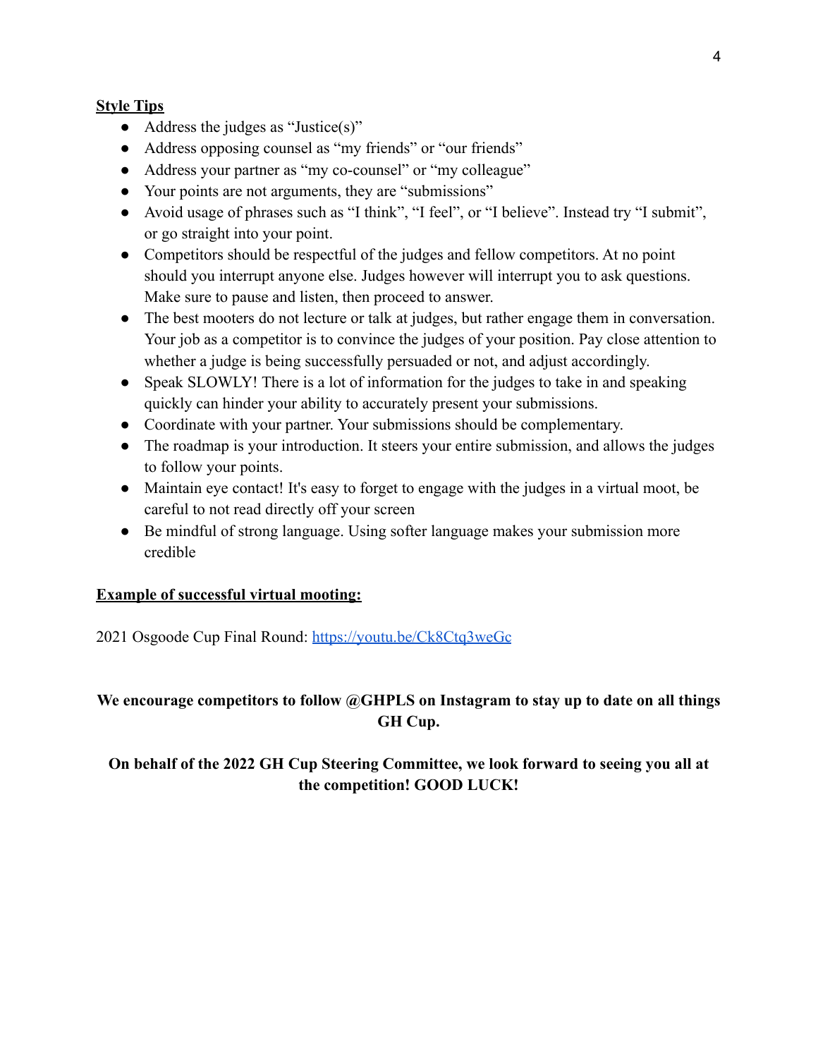**Style Tips**

- Address the judges as "Justice(s)"
- Address opposing counsel as "my friends" or "our friends"
- Address your partner as "my co-counsel" or "my colleague"
- Your points are not arguments, they are "submissions"
- Avoid usage of phrases such as "I think", "I feel", or "I believe". Instead try "I submit", or go straight into your point.
- Competitors should be respectful of the judges and fellow competitors. At no point should you interrupt anyone else. Judges however will interrupt you to ask questions. Make sure to pause and listen, then proceed to answer.
- The best mooters do not lecture or talk at judges, but rather engage them in conversation. Your job as a competitor is to convince the judges of your position. Pay close attention to whether a judge is being successfully persuaded or not, and adjust accordingly.
- Speak SLOWLY! There is a lot of information for the judges to take in and speaking quickly can hinder your ability to accurately present your submissions.
- Coordinate with your partner. Your submissions should be complementary.
- The roadmap is your introduction. It steers your entire submission, and allows the judges to follow your points.
- Maintain eye contact! It's easy to forget to engage with the judges in a virtual moot, be careful to not read directly off your screen
- Be mindful of strong language. Using softer language makes your submission more credible

**Example of successful virtual mooting:**

2021 Osgoode Cup Final Round: https://youtu.be/Ck8Ctq3weGc

**We encourage competitors to follow @GHPLS on Instagram to stay up to date on all things GH Cup.**

**On behalf of the 2022 GH Cup Steering Committee, we look forward to seeing you all at the competition! GOOD LUCK!**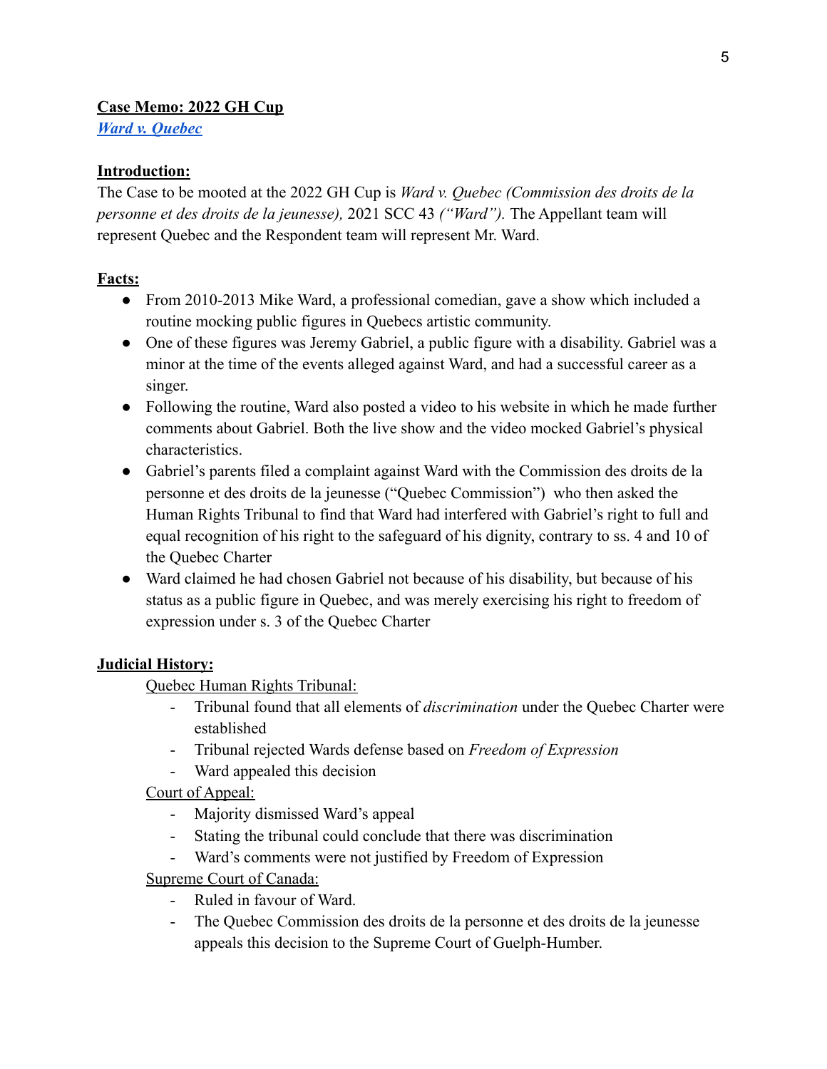**Case Memo: 2022 GH Cup**

***[Ward v. Quebec]***

**Introduction:**

The Case to be mooted at the 2022 GH Cup is *Ward v. Quebec (Commission des droits de la personne et des droits de la jeunesse),* 2021 SCC 43 *("Ward").* The Appellant team will represent Quebec and the Respondent team will represent Mr. Ward.

**Facts:**

- From 2010-2013 Mike Ward, a professional comedian, gave a show which included a routine mocking public figures in Quebecs artistic community.
- One of these figures was Jeremy Gabriel, a public figure with a disability. Gabriel was a minor at the time of the events alleged against Ward, and had a successful career as a singer.
- Following the routine, Ward also posted a video to his website in which he made further comments about Gabriel. Both the live show and the video mocked Gabriel's physical characteristics.
- Gabriel's parents filed a complaint against Ward with the Commission des droits de la personne et des droits de la jeunesse ("Quebec Commission") who then asked the Human Rights Tribunal to find that Ward had interfered with Gabriel's right to full and equal recognition of his right to the safeguard of his dignity, contrary to ss. 4 and 10 of the Quebec Charter
- Ward claimed he had chosen Gabriel not because of his disability, but because of his status as a public figure in Quebec, and was merely exercising his right to freedom of expression under s. 3 of the Quebec Charter

**Judicial History:**

Quebec Human Rights Tribunal:

- Tribunal found that all elements of *discrimination* under the Quebec Charter were established
- Tribunal rejected Wards defense based on *Freedom of Expression*
- Ward appealed this decision

Court of Appeal:

- Majority dismissed Ward's appeal
- Stating the tribunal could conclude that there was discrimination
- Ward's comments were not justified by Freedom of Expression

Supreme Court of Canada:

- Ruled in favour of Ward.
- The Quebec Commission des droits de la personne et des droits de la jeunesse appeals this decision to the Supreme Court of Guelph-Humber.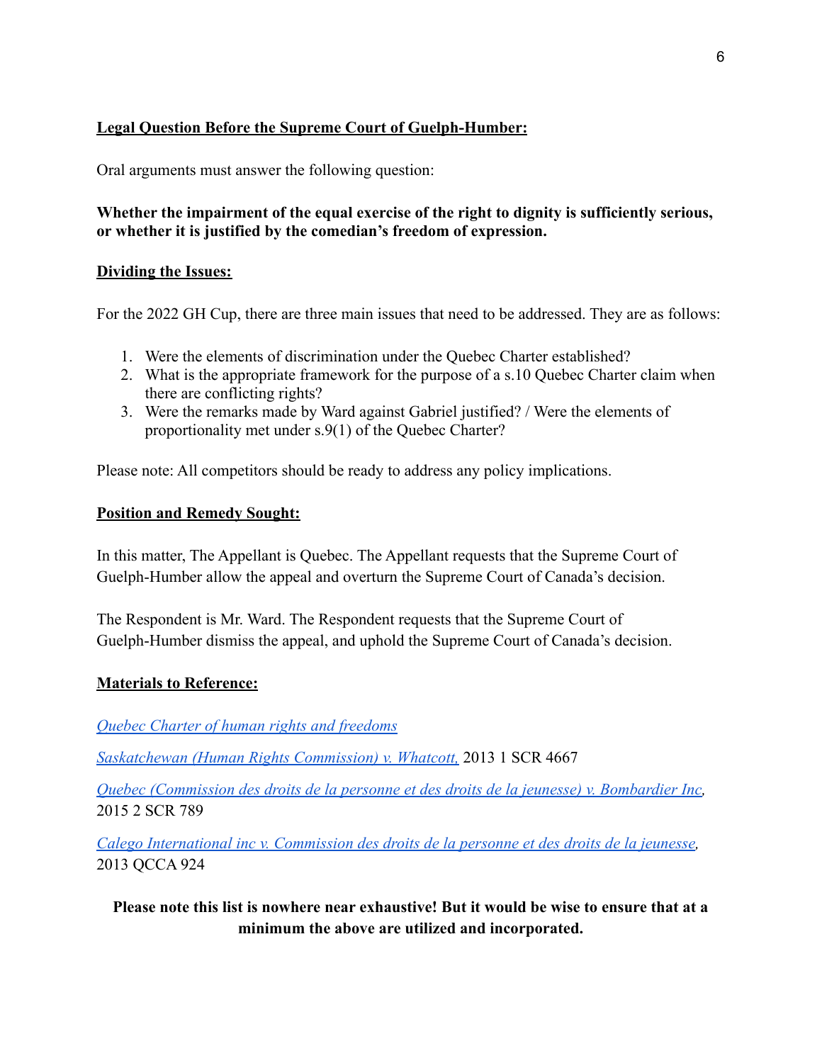**Legal Question Before the Supreme Court of Guelph-Humber:**

Oral arguments must answer the following question:

**Whether the impairment of the equal exercise of the right to dignity is sufficiently serious, or whether it is justified by the comedian's freedom of expression.**

**Dividing the Issues:**

For the 2022 GH Cup, there are three main issues that need to be addressed. They are as follows:

1. Were the elements of discrimination under the Quebec Charter established?
2. What is the appropriate framework for the purpose of a s.10 Quebec Charter claim when there are conflicting rights?
3. Were the remarks made by Ward against Gabriel justified? / Were the elements of proportionality met under s.9(1) of the Quebec Charter?

Please note: All competitors should be ready to address any policy implications.

**Position and Remedy Sought:**

In this matter, The Appellant is Quebec. The Appellant requests that the Supreme Court of Guelph-Humber allow the appeal and overturn the Supreme Court of Canada's decision.

The Respondent is Mr. Ward. The Respondent requests that the Supreme Court of Guelph-Humber dismiss the appeal, and uphold the Supreme Court of Canada's decision.

**Materials to Reference:**

*Quebec Charter of human rights and freedoms*

*Saskatchewan (Human Rights Commission) v. Whatcott,* 2013 1 SCR 4667

*Quebec (Commission des droits de la personne et des droits de la jeunesse) v. Bombardier Inc*, 2015 2 SCR 789

*Calego International inc v. Commission des droits de la personne et des droits de la jeunesse*, 2013 QCCA 924

**Please note this list is nowhere near exhaustive! But it would be wise to ensure that at a minimum the above are utilized and incorporated.**